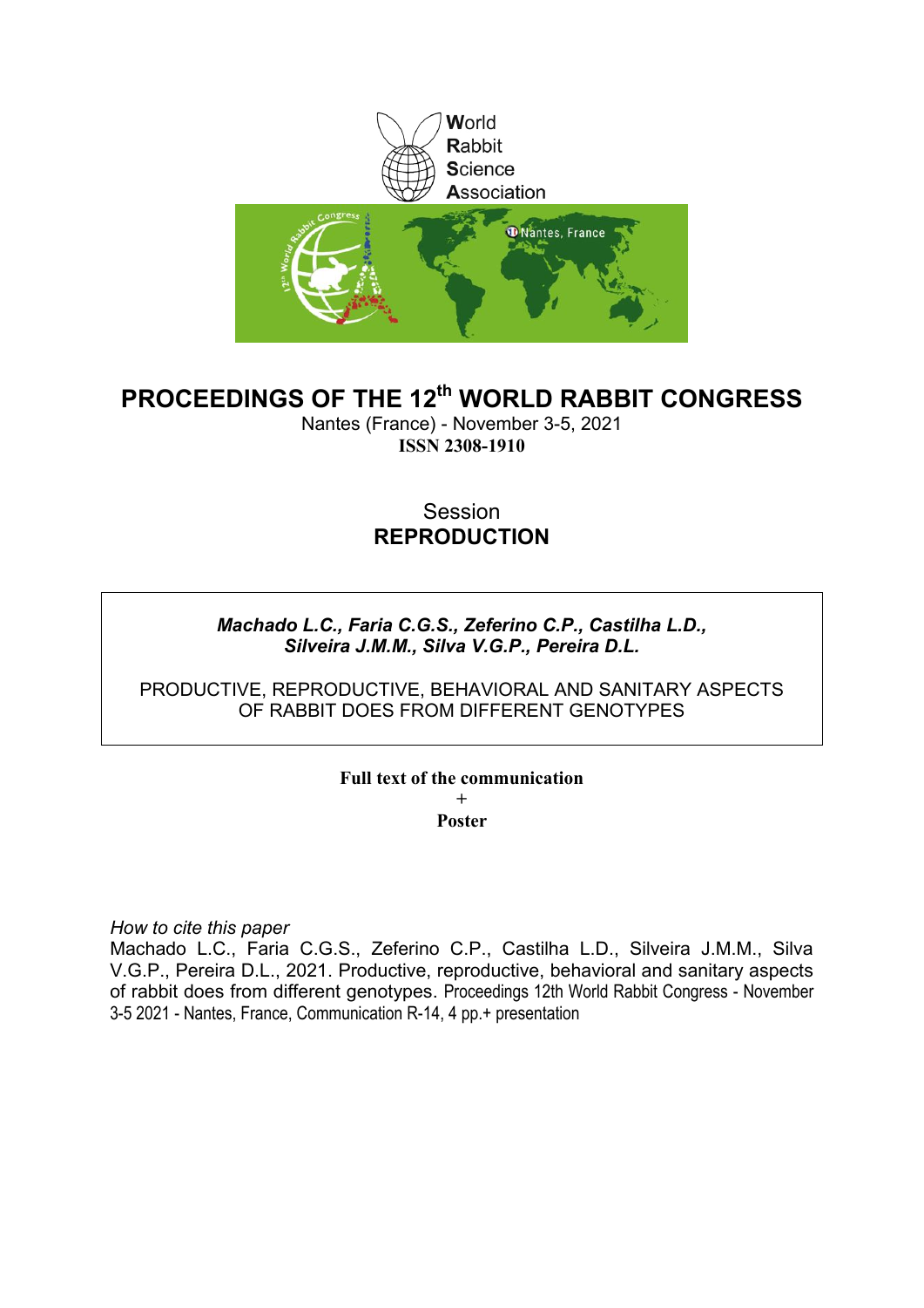World
Rabbit
Science
Association

# PROCEEDINGS OF THE 12th WORLD RABBIT CONGRESS

Nantes (France) - November 3-5, 2021
**ISSN 2308-1910**

Session
**REPRODUCTION**

***Machado L.C., Faria C.G.S., Zeferino C.P., Castilha L.D., Silveira J.M.M., Silva V.G.P., Pereira D.L.***

PRODUCTIVE, REPRODUCTIVE, BEHAVIORAL AND SANITARY ASPECTS OF RABBIT DOES FROM DIFFERENT GENOTYPES

**Full text of the communication**
+
**Poster**

*How to cite this paper*
Machado L.C., Faria C.G.S., Zeferino C.P., Castilha L.D., Silveira J.M.M., Silva V.G.P., Pereira D.L., 2021. Productive, reproductive, behavioral and sanitary aspects of rabbit does from different genotypes. Proceedings 12th World Rabbit Congress - November 3-5 2021 - Nantes, France, Communication R-14, 4 pp.+ presentation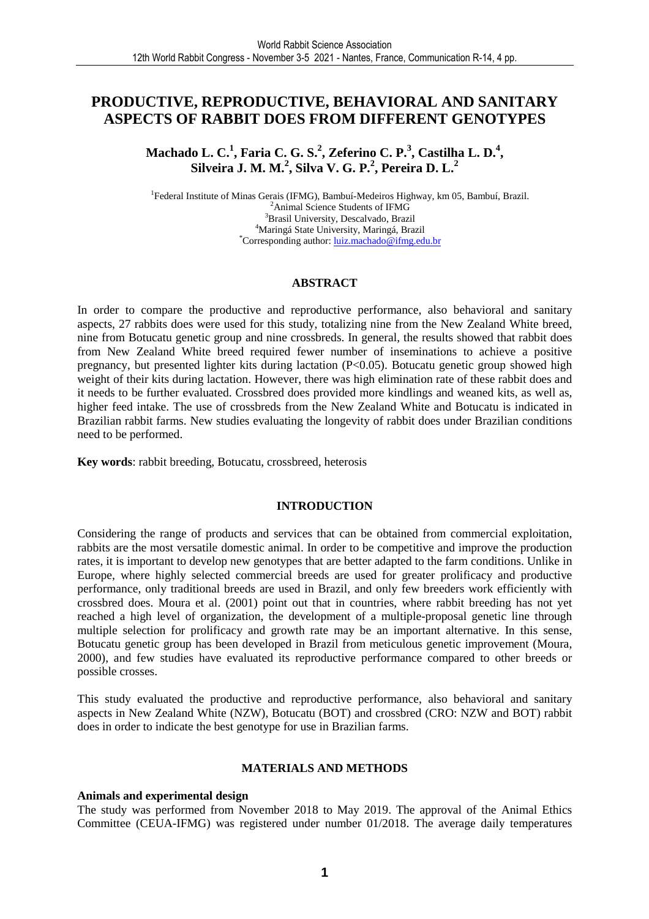# PRODUCTIVE, REPRODUCTIVE, BEHAVIORAL AND SANITARY ASPECTS OF RABBIT DOES FROM DIFFERENT GENOTYPES

**Machado L. C.[1], Faria C. G. S.[2], Zeferino C. P.[3], Castilha L. D.[4], Silveira J. M. M.[2], Silva V. G. P.[2], Pereira D. L.[2]**

[1]Federal Institute of Minas Gerais (IFMG), Bambuí-Medeiros Highway, km 05, Bambuí, Brazil.
[2]Animal Science Students of IFMG
[3]Brasil University, Descalvado, Brazil
[4]Maringá State University, Maringá, Brazil
[*]Corresponding author: luiz.machado@ifmg.edu.br

## ABSTRACT

In order to compare the productive and reproductive performance, also behavioral and sanitary aspects, 27 rabbits does were used for this study, totalizing nine from the New Zealand White breed, nine from Botucatu genetic group and nine crossbreds. In general, the results showed that rabbit does from New Zealand White breed required fewer number of inseminations to achieve a positive pregnancy, but presented lighter kits during lactation ($P<0.05$). Botucatu genetic group showed high weight of their kits during lactation. However, there was high elimination rate of these rabbit does and it needs to be further evaluated. Crossbred does provided more kindlings and weaned kits, as well as, higher feed intake. The use of crossbreds from the New Zealand White and Botucatu is indicated in Brazilian rabbit farms. New studies evaluating the longevity of rabbit does under Brazilian conditions need to be performed.

**Key words**: rabbit breeding, Botucatu, crossbreed, heterosis

## INTRODUCTION

Considering the range of products and services that can be obtained from commercial exploitation, rabbits are the most versatile domestic animal. In order to be competitive and improve the production rates, it is important to develop new genotypes that are better adapted to the farm conditions. Unlike in Europe, where highly selected commercial breeds are used for greater prolificacy and productive performance, only traditional breeds are used in Brazil, and only few breeders work efficiently with crossbred does. Moura et al. (2001) point out that in countries, where rabbit breeding has not yet reached a high level of organization, the development of a multiple-proposal genetic line through multiple selection for prolificacy and growth rate may be an important alternative. In this sense, Botucatu genetic group has been developed in Brazil from meticulous genetic improvement (Moura, 2000), and few studies have evaluated its reproductive performance compared to other breeds or possible crosses.

This study evaluated the productive and reproductive performance, also behavioral and sanitary aspects in New Zealand White (NZW), Botucatu (BOT) and crossbred (CRO: NZW and BOT) rabbit does in order to indicate the best genotype for use in Brazilian farms.

## MATERIALS AND METHODS

### Animals and experimental design

The study was performed from November 2018 to May 2019. The approval of the Animal Ethics Committee (CEUA-IFMG) was registered under number 01/2018. The average daily temperatures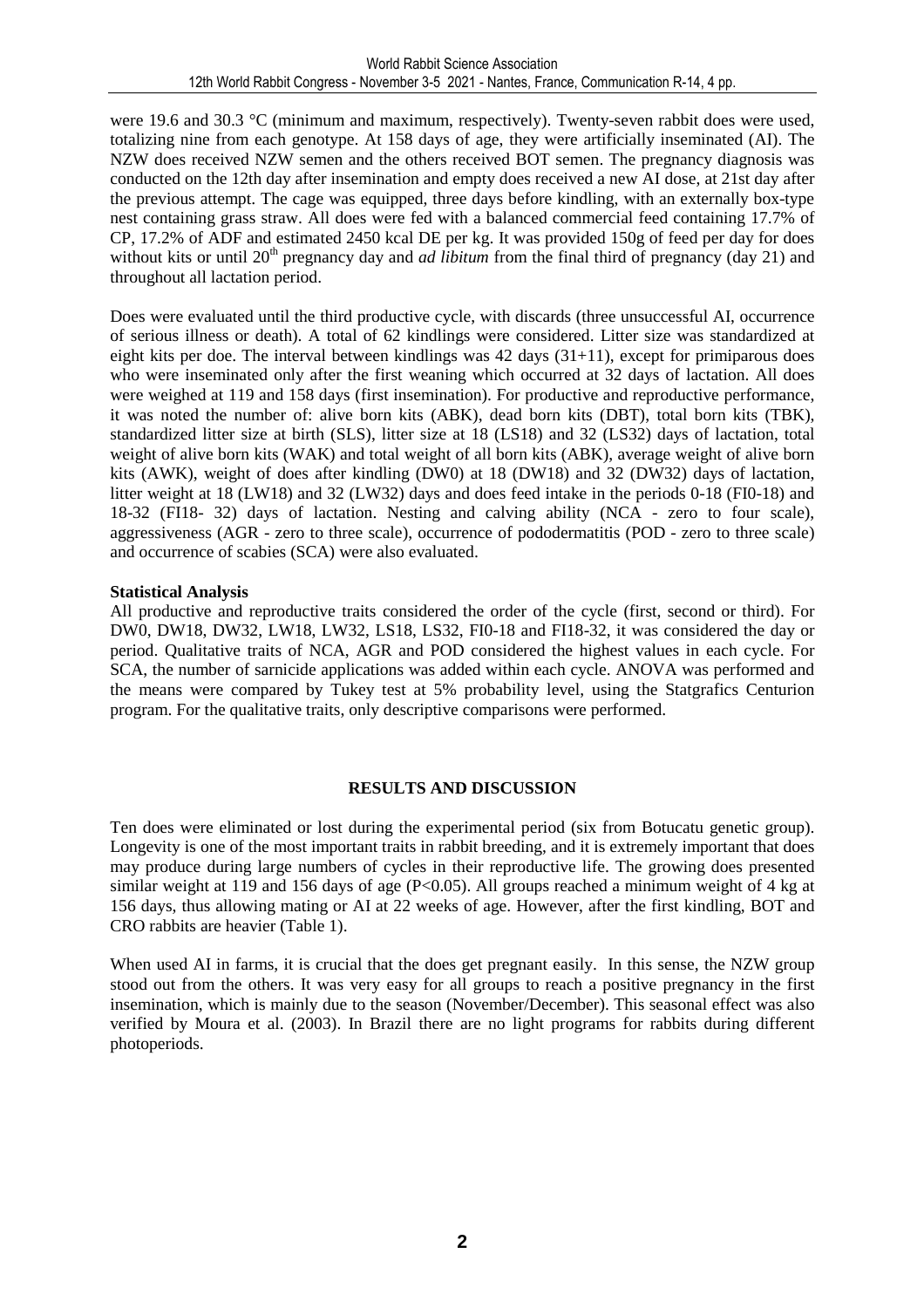were 19.6 and 30.3 °C (minimum and maximum, respectively). Twenty-seven rabbit does were used, totalizing nine from each genotype. At 158 days of age, they were artificially inseminated (AI). The NZW does received NZW semen and the others received BOT semen. The pregnancy diagnosis was conducted on the 12th day after insemination and empty does received a new AI dose, at 21st day after the previous attempt. The cage was equipped, three days before kindling, with an externally box-type nest containing grass straw. All does were fed with a balanced commercial feed containing 17.7% of CP, 17.2% of ADF and estimated 2450 kcal DE per kg. It was provided 150g of feed per day for does without kits or until 20[th] pregnancy day and *ad libitum* from the final third of pregnancy (day 21) and throughout all lactation period.

Does were evaluated until the third productive cycle, with discards (three unsuccessful AI, occurrence of serious illness or death). A total of 62 kindlings were considered. Litter size was standardized at eight kits per doe. The interval between kindlings was 42 days (31+11), except for primiparous does who were inseminated only after the first weaning which occurred at 32 days of lactation. All does were weighed at 119 and 158 days (first insemination). For productive and reproductive performance, it was noted the number of: alive born kits (ABK), dead born kits (DBT), total born kits (TBK), standardized litter size at birth (SLS), litter size at 18 (LS18) and 32 (LS32) days of lactation, total weight of alive born kits (WAK) and total weight of all born kits (ABK), average weight of alive born kits (AWK), weight of does after kindling (DW0) at 18 (DW18) and 32 (DW32) days of lactation, litter weight at 18 (LW18) and 32 (LW32) days and does feed intake in the periods 0-18 (FI0-18) and 18-32 (FI18- 32) days of lactation. Nesting and calving ability (NCA - zero to four scale), aggressiveness (AGR - zero to three scale), occurrence of pododermatitis (POD - zero to three scale) and occurrence of scabies (SCA) were also evaluated.

**Statistical Analysis**

All productive and reproductive traits considered the order of the cycle (first, second or third). For DW0, DW18, DW32, LW18, LW32, LS18, LS32, FI0-18 and FI18-32, it was considered the day or period. Qualitative traits of NCA, AGR and POD considered the highest values in each cycle. For SCA, the number of sarnicide applications was added within each cycle. ANOVA was performed and the means were compared by Tukey test at 5% probability level, using the Statgrafics Centurion program. For the qualitative traits, only descriptive comparisons were performed.

## RESULTS AND DISCUSSION

Ten does were eliminated or lost during the experimental period (six from Botucatu genetic group). Longevity is one of the most important traits in rabbit breeding, and it is extremely important that does may produce during large numbers of cycles in their reproductive life. The growing does presented similar weight at 119 and 156 days of age ($P<0.05$). All groups reached a minimum weight of 4 kg at 156 days, thus allowing mating or AI at 22 weeks of age. However, after the first kindling, BOT and CRO rabbits are heavier (Table 1).

When used AI in farms, it is crucial that the does get pregnant easily. In this sense, the NZW group stood out from the others. It was very easy for all groups to reach a positive pregnancy in the first insemination, which is mainly due to the season (November/December). This seasonal effect was also verified by Moura et al. (2003). In Brazil there are no light programs for rabbits during different photoperiods.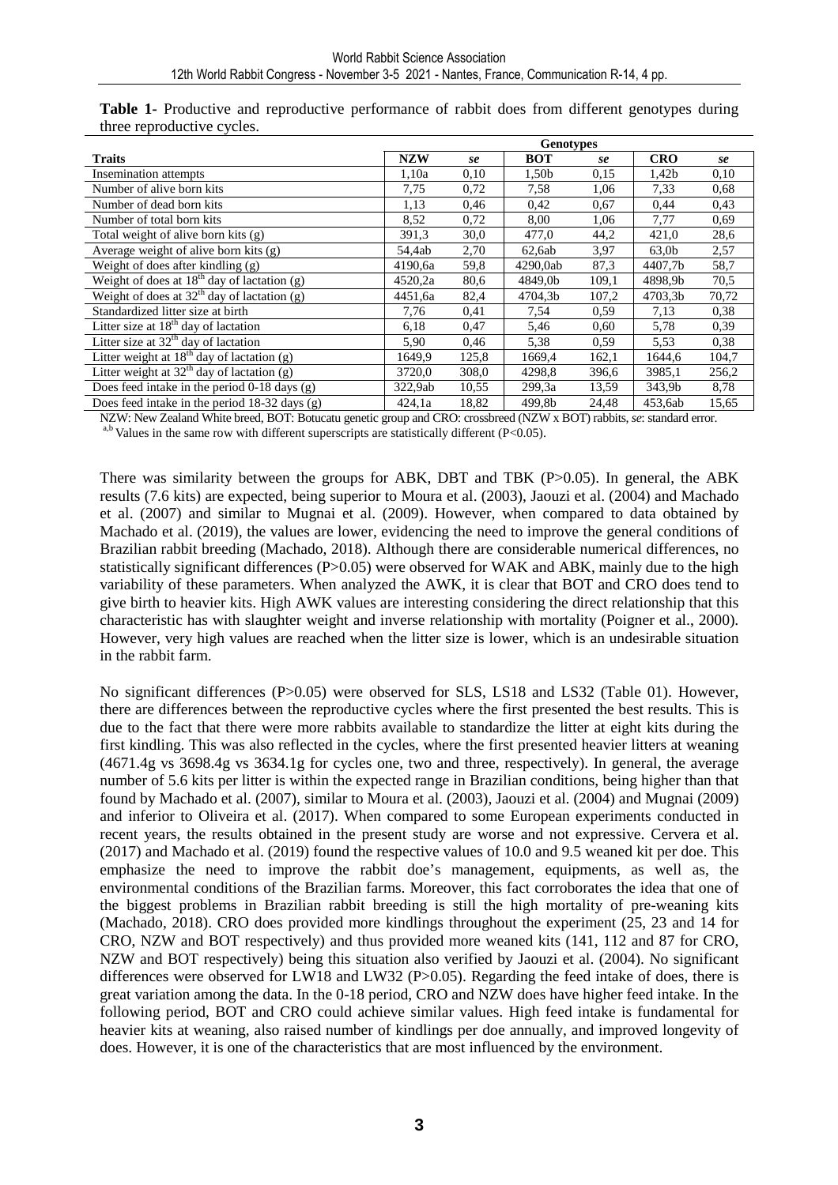**Table 1-** Productive and reproductive performance of rabbit does from different genotypes during three reproductive cycles.

| Traits | Genotypes | | | | | |
|---|---|---|---|---|---|---|
| | **NZW** | *se* | **BOT** | *se* | **CRO** | *se* |
| Insemination attempts | 1,10a | 0,10 | 1,50b | 0,15 | 1,42b | 0,10 |
| Number of alive born kits | 7,75 | 0,72 | 7,58 | 1,06 | 7,33 | 0,68 |
| Number of dead born kits | 1,13 | 0,46 | 0,42 | 0,67 | 0,44 | 0,43 |
| Number of total born kits | 8,52 | 0,72 | 8,00 | 1,06 | 7,77 | 0,69 |
| Total weight of alive born kits (g) | 391,3 | 30,0 | 477,0 | 44,2 | 421,0 | 28,6 |
| Average weight of alive born kits (g) | 54,4ab | 2,70 | 62,6ab | 3,97 | 63,0b | 2,57 |
| Weight of does after kindling (g) | 4190,6a | 59,8 | 4290,0ab | 87,3 | 4407,7b | 58,7 |
| Weight of does at $18^{th}$ day of lactation (g) | 4520,2a | 80,6 | 4849,0b | 109,1 | 4898,9b | 70,5 |
| Weight of does at $32^{th}$ day of lactation (g) | 4451,6a | 82,4 | 4704,3b | 107,2 | 4703,3b | 70,72 |
| Standardized litter size at birth | 7,76 | 0,41 | 7,54 | 0,59 | 7,13 | 0,38 |
| Litter size at $18^{th}$ day of lactation | 6,18 | 0,47 | 5,46 | 0,60 | 5,78 | 0,39 |
| Litter size at $32^{th}$ day of lactation | 5,90 | 0,46 | 5,38 | 0,59 | 5,53 | 0,38 |
| Litter weight at $18^{th}$ day of lactation (g) | 1649,9 | 125,8 | 1669,4 | 162,1 | 1644,6 | 104,7 |
| Litter weight at $32^{th}$ day of lactation (g) | 3720,0 | 308,0 | 4298,8 | 396,6 | 3985,1 | 256,2 |
| Does feed intake in the period 0-18 days (g) | 322,9ab | 10,55 | 299,3a | 13,59 | 343,9b | 8,78 |
| Does feed intake in the period 18-32 days (g) | 424,1a | 18,82 | 499,8b | 24,48 | 453,6ab | 15,65 |

NZW: New Zealand White breed, BOT: Botucatu genetic group and CRO: crossbreed (NZW x BOT) rabbits, *se*: standard error.
[a,b] Values in the same row with different superscripts are statistically different (P<0.05).

There was similarity between the groups for ABK, DBT and TBK (P>0.05). In general, the ABK results (7.6 kits) are expected, being superior to Moura et al. (2003), Jaouzi et al. (2004) and Machado et al. (2007) and similar to Mugnai et al. (2009). However, when compared to data obtained by Machado et al. (2019), the values are lower, evidencing the need to improve the general conditions of Brazilian rabbit breeding (Machado, 2018). Although there are considerable numerical differences, no statistically significant differences (P>0.05) were observed for WAK and ABK, mainly due to the high variability of these parameters. When analyzed the AWK, it is clear that BOT and CRO does tend to give birth to heavier kits. High AWK values are interesting considering the direct relationship that this characteristic has with slaughter weight and inverse relationship with mortality (Poigner et al., 2000). However, very high values are reached when the litter size is lower, which is an undesirable situation in the rabbit farm.

No significant differences (P>0.05) were observed for SLS, LS18 and LS32 (Table 01). However, there are differences between the reproductive cycles where the first presented the best results. This is due to the fact that there were more rabbits available to standardize the litter at eight kits during the first kindling. This was also reflected in the cycles, where the first presented heavier litters at weaning (4671.4g vs 3698.4g vs 3634.1g for cycles one, two and three, respectively). In general, the average number of 5.6 kits per litter is within the expected range in Brazilian conditions, being higher than that found by Machado et al. (2007), similar to Moura et al. (2003), Jaouzi et al. (2004) and Mugnai (2009) and inferior to Oliveira et al. (2017). When compared to some European experiments conducted in recent years, the results obtained in the present study are worse and not expressive. Cervera et al. (2017) and Machado et al. (2019) found the respective values of 10.0 and 9.5 weaned kit per doe. This emphasize the need to improve the rabbit doe's management, equipments, as well as, the environmental conditions of the Brazilian farms. Moreover, this fact corroborates the idea that one of the biggest problems in Brazilian rabbit breeding is still the high mortality of pre-weaning kits (Machado, 2018). CRO does provided more kindlings throughout the experiment (25, 23 and 14 for CRO, NZW and BOT respectively) and thus provided more weaned kits (141, 112 and 87 for CRO, NZW and BOT respectively) being this situation also verified by Jaouzi et al. (2004). No significant differences were observed for LW18 and LW32 (P>0.05). Regarding the feed intake of does, there is great variation among the data. In the 0-18 period, CRO and NZW does have higher feed intake. In the following period, BOT and CRO could achieve similar values. High feed intake is fundamental for heavier kits at weaning, also raised number of kindlings per doe annually, and improved longevity of does. However, it is one of the characteristics that are most influenced by the environment.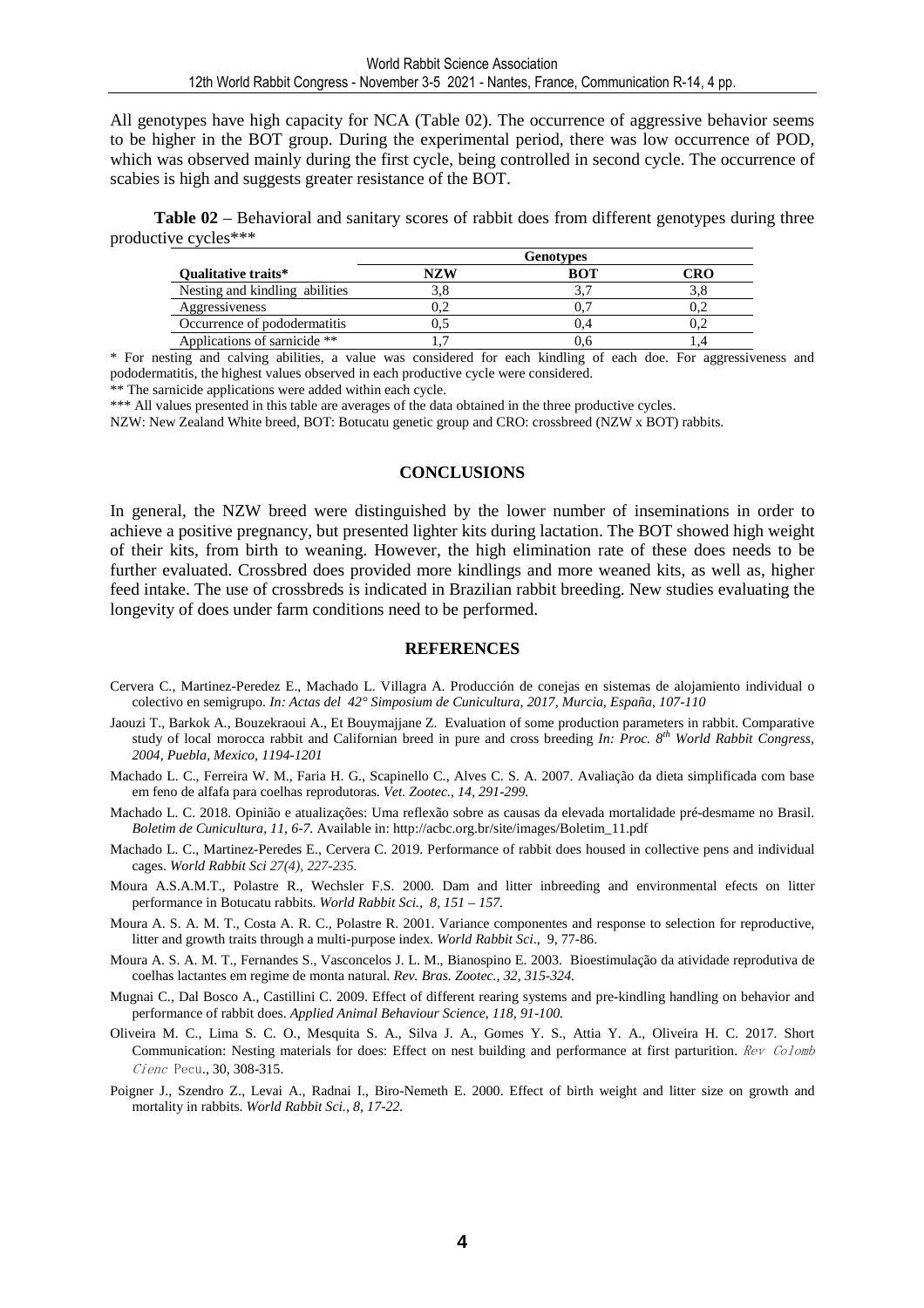All genotypes have high capacity for NCA (Table 02). The occurrence of aggressive behavior seems to be higher in the BOT group. During the experimental period, there was low occurrence of POD, which was observed mainly during the first cycle, being controlled in second cycle. The occurrence of scabies is high and suggests greater resistance of the BOT.

**Table 02** – Behavioral and sanitary scores of rabbit does from different genotypes during three productive cycles***

| | Genotypes | | |
|---|---|---|---|
| **Qualitative traits*** | **NZW** | **BOT** | **CRO** |
| Nesting and kindling abilities | 3,8 | 3,7 | 3,8 |
| Aggressiveness | 0,2 | 0,7 | 0,2 |
| Occurrence of pododermatitis | 0,5 | 0,4 | 0,2 |
| Applications of sarnicide ** | 1,7 | 0,6 | 1,4 |

* For nesting and calving abilities, a value was considered for each kindling of each doe. For aggressiveness and pododermatitis, the highest values observed in each productive cycle were considered.

** The sarnicide applications were added within each cycle.

*** All values presented in this table are averages of the data obtained in the three productive cycles.

NZW: New Zealand White breed, BOT: Botucatu genetic group and CRO: crossbreed (NZW x BOT) rabbits.

## CONCLUSIONS

In general, the NZW breed were distinguished by the lower number of inseminations in order to achieve a positive pregnancy, but presented lighter kits during lactation. The BOT showed high weight of their kits, from birth to weaning. However, the high elimination rate of these does needs to be further evaluated. Crossbred does provided more kindlings and more weaned kits, as well as, higher feed intake. The use of crossbreds is indicated in Brazilian rabbit breeding. New studies evaluating the longevity of does under farm conditions need to be performed.

## REFERENCES

Cervera C., Martinez-Peredez E., Machado L. Villagra A. Producción de conejas en sistemas de alojamiento individual o colectivo en semigrupo. *In: Actas del 42° Simposium de Cunicultura, 2017, Murcia, España, 107-110*

Jaouzi T., Barkok A., Bouzekraoui A., Et Bouymajjane Z. Evaluation of some production parameters in rabbit. Comparative study of local morocca rabbit and Californian breed in pure and cross breeding *In: Proc. 8th World Rabbit Congress, 2004, Puebla, Mexico, 1194-1201*

Machado L. C., Ferreira W. M., Faria H. G., Scapinello C., Alves C. S. A. 2007. Avaliação da dieta simplificada com base em feno de alfafa para coelhas reprodutoras. *Vet. Zootec., 14, 291-299.*

Machado L. C. 2018. Opinião e atualizações: Uma reflexão sobre as causas da elevada mortalidade pré-desmame no Brasil. *Boletim de Cunicultura, 11, 6-7.* Available in: http://acbc.org.br/site/images/Boletim_11.pdf

Machado L. C., Martinez-Peredes E., Cervera C. 2019. Performance of rabbit does housed in collective pens and individual cages. *World Rabbit Sci 27(4), 227-235.*

Moura A.S.A.M.T., Polastre R., Wechsler F.S. 2000. Dam and litter inbreeding and environmental efects on litter performance in Botucatu rabbits. *World Rabbit Sci., 8, 151 – 157.*

Moura A. S. A. M. T., Costa A. R. C., Polastre R. 2001. Variance componentes and response to selection for reproductive, litter and growth traits through a multi-purpose index. *World Rabbit Sci*., 9, 77-86.

Moura A. S. A. M. T., Fernandes S., Vasconcelos J. L. M., Bianospino E. 2003. Bioestimulação da atividade reprodutiva de coelhas lactantes em regime de monta natural. *Rev. Bras. Zootec., 32, 315-324.*

Mugnai C., Dal Bosco A., Castillini C. 2009. Effect of different rearing systems and pre-kindling handling on behavior and performance of rabbit does. *Applied Animal Behaviour Science, 118, 91-100.*

Oliveira M. C., Lima S. C. O., Mesquita S. A., Silva J. A., Gomes Y. S., Attia Y. A., Oliveira H. C. 2017. Short Communication: Nesting materials for does: Effect on nest building and performance at first parturition. *Rev Colomb Cienc* Pecu., 30, 308-315.

Poigner J., Szendro Z., Levai A., Radnai I., Biro-Nemeth E. 2000. Effect of birth weight and litter size on growth and mortality in rabbits. *World Rabbit Sci., 8, 17-22.*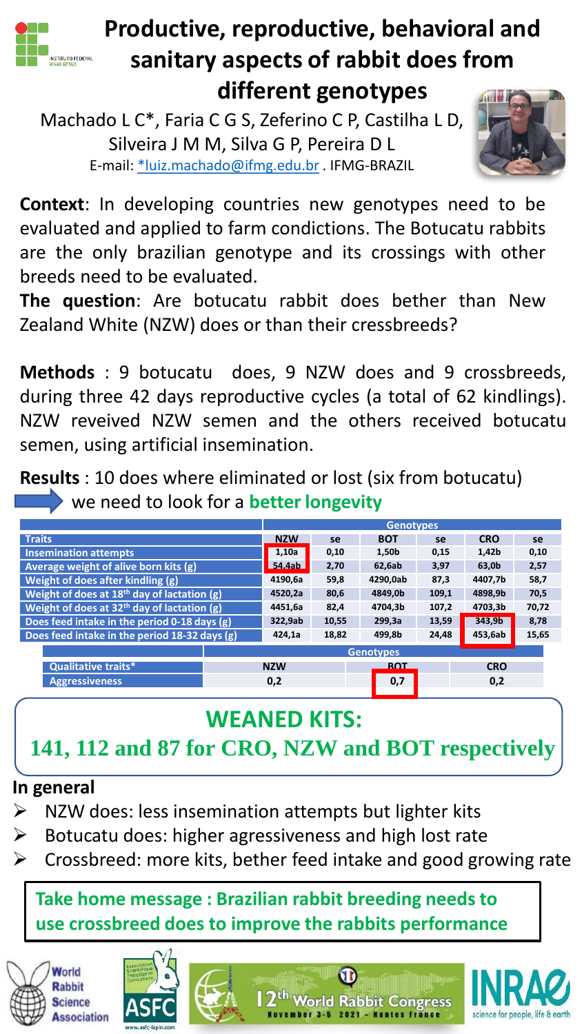# Productive, reproductive, behavioral and sanitary aspects of rabbit does from different genotypes

Machado L C*, Faria C G S, Zeferino C P, Castilha L D, Silveira J M M, Silva G P, Pereira D L

E-mail: *luiz.machado@ifmg.edu.br . IFMG-BRAZIL

**Context**: In developing countries new genotypes need to be evaluated and applied to farm condictions. The Botucatu rabbits are the only brazilian genotype and its crossings with other breeds need to be evaluated.

**The question**: Are botucatu rabbit does bether than New Zealand White (NZW) does or than their cressbreeds?

**Methods** : 9 botucatu does, 9 NZW does and 9 crossbreeds, during three 42 days reproductive cycles (a total of 62 kindlings). NZW reveived NZW semen and the others received botucatu semen, using artificial insemination.

**Results** : 10 does where eliminated or lost (six from botucatu)

we need to look for a **better longevity**

| | Genotypes | | | | | |
|---|---|---|---|---|---|---|
| **Traits** | **NZW** | **se** | **BOT** | **se** | **CRO** | **se** |
| Insemination attempts | 1,10a | 0,10 | 1,50b | 0,15 | 1,42b | 0,10 |
| Average weight of alive born kits (g) | 54,4ab | 2,70 | 62,6ab | 3,97 | 63,0b | 2,57 |
| Weight of does after kindling (g) | 4190,6a | 59,8 | 4290,0ab | 87,3 | 4407,7b | 58,7 |
| Weight of does at 18th day of lactation (g) | 4520,2a | 80,6 | 4849,0b | 109,1 | 4898,9b | 70,5 |
| Weight of does at 32th day of lactation (g) | 4451,6a | 82,4 | 4704,3b | 107,2 | 4703,3b | 70,72 |
| Does feed intake in the period 0-18 days (g) | 322,9ab | 10,55 | 299,3a | 13,59 | 343,9b | 8,78 |
| Does feed intake in the period 18-32 days (g) | 424,1a | 18,82 | 499,8b | 24,48 | 453,6ab | 15,65 |

| | Genotypes | | |
|---|---|---|---|
| **Qualitative traits*** | **NZW** | **BOT** | **CRO** |
| Aggressiveness | 0,2 | 0,7 | 0,2 |

## WEANED KITS:
## 141, 112 and 87 for CRO, NZW and BOT respectively

**In general**

- NZW does: less insemination attempts but lighter kits
- Botucatu does: higher agressiveness and high lost rate
- Crossbreed: more kits, bether feed intake and good growing rate

**Take home message : Brazilian rabbit breeding needs to use crossbreed does to improve the rabbits performance**

World Rabbit Science Association | ASFC | 12th World Rabbit Congress November 3-5 2021 – Nantes France | INRAE science for people, life & earth